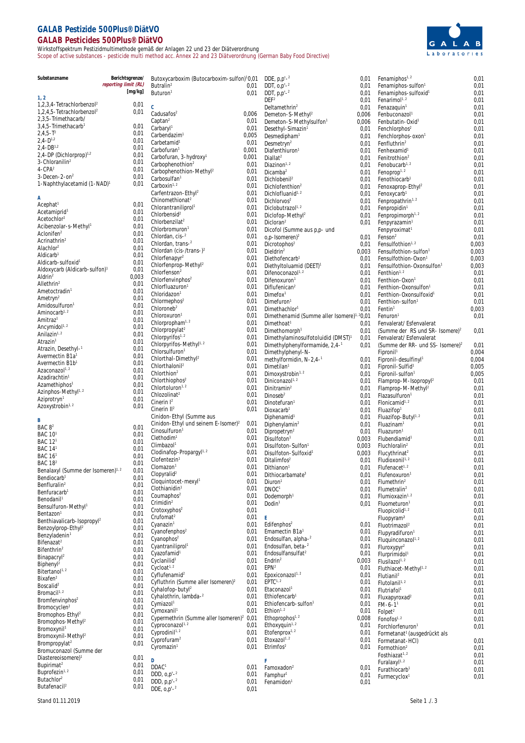# GALAB Pestizide 500Plus® DiätVO

# GALAB Pesticides 500Plus® DiätVO

Wirkstoffspektrum Pestizidmultimethode gemäß der Anlagen 22 und 23 der Diätverordnung
Scope of active substances - pesticide multi method acc. Annex 22 and 23 Diätverordnung (German Baby Food Directive)

| Substanzname | Berichtsgrenze/ *reporting limit (RL)* [mg/kg] |
|---|---|
| **1, 2** | |
| 1,2,3,4-Tetrachlorbenzol[2] | 0,01 |
| 1,2,4,5-Tetrachlorbenzol[2] | 0,01 |
| 2,3,5-Trimethacarb/ 3,4,5-Trimethacarb[1] | 0,01 |
| 2,4,5-T[2] | 0,01 |
| 2,4-D[1,2] | 0,01 |
| 2,4-DB[1,2] | 0,01 |
| 2,4-DP (Dichlorprop)[1,2] | 0,01 |
| 3-Chloranilin[2] | 0,01 |
| 4-CPA[2] | 0,01 |
| 3-Decen-2-on[2] | 0,01 |
| 1-Naphthylacetamid (1-NAD)[1] | 0,01 |
| **A** | |
| Acephat[1] | 0,01 |
| Acetamiprid[1] | 0,01 |
| Acetochlor[2] | 0,01 |
| Acibenzolar-s-Methyl[1] | 0,01 |
| Aclonifen[2] | 0,01 |
| Acrinathrin[2] | 0,01 |
| Alachlor[2] | 0,01 |
| Aldicarb[1] | 0,01 |
| Aldicarb-sulfoxid[1] | 0,01 |
| Aldoxycarb (Aldicarb-sulfon)[1] | 0,01 |
| Aldrin[2] | 0,003 |
| Allethrin[2] | 0,01 |
| Ametoctradin[1] | 0,01 |
| Ametryn[2] | 0,01 |
| Amidosulfuron[1] | 0,01 |
| Aminocarb[1,2] | 0,01 |
| Amitraz[1] | 0,01 |
| Ancymidol[1,2] | 0,01 |
| Anilazin[1,2] | 0,01 |
| Atrazin[1] | 0,01 |
| Atrazin, Desethyl-[1] | 0,01 |
| Avermectin B1a[1] | 0,01 |
| Avermectin B1b[1] | 0,01 |
| Azaconazol[1,2] | 0,01 |
| Azadirachtin[1] | 0,01 |
| Azamethiphos[1] | 0,01 |
| Azinphos-Methyl[1,2] | 0,01 |
| Aziprotryn[1] | 0,01 |
| Azoxystrobin[1,2] | 0,01 |
| **B** | |
| BAC 8[2] | 0,01 |
| BAC 10[1] | 0,01 |
| BAC 12[1] | 0,01 |
| BAC 14[1] | 0,01 |
| BAC 16[1] | 0,01 |
| BAC 18[2] | 0,01 |
| Benalaxyl (Summe der Isomeren)[1,2] | 0,01 |
| Bendiocarb[1] | 0,01 |
| Benfluralin[2] | 0,01 |
| Benfuracarb[1] | 0,01 |
| Benodanil[1] | 0,01 |
| Bensulfuron-Methyl[1] | 0,01 |
| Bentazon[1] | 0,01 |
| Benthiavalicarb-Isopropyl[2] | 0,01 |
| Benzoylprop-Ethyl[2] | 0,01 |
| Benzyladenin[1] | 0,01 |
| Bifenazat[2] | 0,01 |
| Bifenthrin[2] | 0,01 |
| Binapacryl[2] | 0,01 |
| Biphenyl[2] | 0,01 |
| Bitertanol[1,2] | 0,01 |
| Bixafen[2] | 0,01 |
| Boscalid[2] | 0,01 |
| Bromacil[1,2] | 0,01 |
| Bromfenvinphos[2] | 0,01 |
| Bromocyclen[2] | 0,01 |
| Bromophos-Ethyl[2] | 0,01 |
| Bromophos-Methyl[2] | 0,01 |
| Bromoxynil[1] | 0,01 |
| Bromoxynil-Methyl[2] | 0,01 |
| Brompropylat[2] | 0,01 |
| Bromuconazol (Summe der Diastereoisomere)[1] | 0,01 |
| Bupirimat[2] | 0,01 |
| Buprofezin[1,2] | 0,01 |
| Butachlor[2] | 0,01 |
| Butafenacil[2] | 0,01 |
| Butoxycarboxim (Butocarboxim-sulfon)[1] | 0,01 |
| Butralin[2] | 0,01 |
| Buturon[1] | 0,01 |
| **C** | |
| Cadusafos[2] | 0,006 |
| Captan[2] | 0,01 |
| Carbaryl[1] | 0,01 |
| Carbendazim[1] | 0,005 |
| Carbetamid[1] | 0,01 |
| Carbofuran[1] | 0,001 |
| Carbofuran, 3-hydroxy[1] | 0,001 |
| Carbophenothion[2] | 0,01 |
| Carbophenothion-Methyl[2] | 0,01 |
| Carbosulfan[1] | 0,01 |
| Carboxin[1,2] | 0,01 |
| Carfentrazon-Ethyl[2] | 0,01 |
| Chinomethionat[2] | 0,01 |
| Chlorantraniliprol[1] | 0,01 |
| Chlorbensid[2] | 0,01 |
| Chlorbenzilat[2] | 0,01 |
| Chlorbromuron[1] | 0,01 |
| Chlordan, cis-[2] | 0,01 |
| Chlordan, trans-[2] | 0,01 |
| Chlordan (cis-/trans-)[2] | 0,01 |
| Chlorfenapyr[2] | 0,01 |
| Chlorfenprop-Methyl[2] | 0,01 |
| Chlorfenson[2] | 0,01 |
| Chlorfenvinphos[2] | 0,01 |
| Chlorfluazuron[1] | 0,01 |
| Chloridazon[1] | 0,01 |
| Chlormephos[2] | 0,01 |
| Chloroneb[2] | 0,01 |
| Chloroxuron[1] | 0,01 |
| Chlorpropham[1,2] | 0,01 |
| Chlorpropylat[2] | 0,01 |
| Chlorpyrifos[1,2] | 0,01 |
| Chlorpyrifos-Methyl[1,2] | 0,01 |
| Chlorsulfuron[1] | 0,01 |
| Chlorthal-Dimethyl[2] | 0,01 |
| Chlorthalonil[2] | 0,01 |
| Chlorthion[2] | 0,01 |
| Chlorthiophos[2] | 0,01 |
| Chlortoluron[1,2] | 0,01 |
| Chlozolinat[2] | 0,01 |
| Cinerin I[2] | 0,01 |
| Cinerin II[2] | 0,01 |
| Cinidon-Ethyl (Summe aus Cinidon-Ethyl und seinem E-Isomer)[2] | 0,01 |
| Cinosulfuron[1] | 0,01 |
| Clethodim[1] | 0,01 |
| Climbazol[1] | 0,01 |
| Clodinafop-Propargyl[1,2] | 0,01 |
| Clofentezin[1] | 0,01 |
| Clomazon[1] | 0,01 |
| Clopyralid[2] | 0,01 |
| Cloquintocet-mexyl[1] | 0,01 |
| Clothianidin[1] | 0,01 |
| Coumaphos[2] | 0,01 |
| Crimidin[2] | 0,01 |
| Crotoxyphos[2] | 0,01 |
| Crufomat[2] | 0,01 |
| Cyanazin[1] | 0,01 |
| Cyanofenphos[2] | 0,01 |
| Cyanophos[2] | 0,01 |
| Cyantraniliprol[1] | 0,01 |
| Cyazofamid[1] | 0,01 |
| Cyclanilid[1] | 0,01 |
| Cycloat[1,2] | 0,01 |
| Cyflufenamid[2] | 0,01 |
| Cyfluthrin (Summe aller Isomeren)[2] | 0,01 |
| Cyhalofop-butyl[2] | 0,01 |
| Cyhalothrin, lambda-[2] | 0,01 |
| Cymiazol[1] | 0,01 |
| Cymoxanil[1] | 0,01 |
| Cypermethrin (Summe aller Isomeren)[2] | 0,01 |
| Cyproconazol[1,2] | 0,01 |
| Cyprodinil[1,2] | 0,01 |
| Cyprofuram[2] | 0,01 |
| Cyromazin[1] | 0,01 |
| **D** | |
| DDAC[1] | 0,01 |
| DDD, o,p'-[2] | 0,01 |
| DDD, p,p'-[2] | 0,01 |
| DDE, o,p'-[2] | 0,01 |
| DDE, p,p'-[2] | 0,01 |
| DDT, o,p'-[2] | 0,01 |
| DDT, p,p'-[2] | 0,01 |
| DEF[2] | 0,01 |
| Deltamethrin[2] | 0,01 |
| Demeton-S-Methyl[2] | 0,006 |
| Demeton-S-Methylsulfon[1] | 0,006 |
| Desethyl-Simazin[1] | 0,01 |
| Desmedipham[1] | 0,01 |
| Desmetryn[2] | 0,01 |
| Diafenthiuron[1] | 0,01 |
| Diallat[2] | 0,01 |
| Diazinon[1,2] | 0,01 |
| Dicamba[2] | 0,01 |
| Dichlobenil[2] | 0,01 |
| Dichlofenthion[2] | 0,01 |
| Dichlofluanid[1,2] | 0,01 |
| Dichlorvos[2] | 0,01 |
| Diclobutrazol[1,2] | 0,01 |
| Diclofop-Methyl[2] | 0,01 |
| Dicloran[2] | 0,01 |
| Dicofol (Summe aus p,p- und o,p-Isomeren)[2] | 0,01 |
| Dicrotophos[2] | 0,01 |
| Dieldrin[2] | 0,003 |
| Diethofencarb[1] | 0,01 |
| Diethyltoluamid (DEET)[1] | 0,01 |
| Difenoconazol[1,2] | 0,01 |
| Difenoxuron[1] | 0,01 |
| Diflufenican[2] | 0,01 |
| Dimefox[1] | 0,01 |
| Dimefuron[1] | 0,01 |
| Dimethachlor[1] | 0,01 |
| Dimethenamid (Summe aller Isomere)[1,2] | 0,01 |
| Dimethoat[1] | 0,01 |
| Dimethomorph[1] | 0,01 |
| Dimethylaminosulfotoluidid (DMST)[1] | 0,01 |
| Dimethylphenylformamide, 2,4-[1] | 0,01 |
| Dimethylphenyl-N-methylformidin, N-2,4-[1] | 0,01 |
| Dimetilan[1] | 0,01 |
| Dimoxystrobin[1,2] | 0,01 |
| Diniconazol[1,2] | 0,01 |
| Dinitramin[2] | 0,01 |
| Dinoseb[2] | 0,01 |
| Dinotefuran[1] | 0,01 |
| Dioxacarb[1] | 0,01 |
| Diphenamid[1] | 0,01 |
| Diphenylamin[2] | 0,01 |
| Dipropetryn[2] | 0,01 |
| Disulfoton[1] | 0,003 |
| Disulfoton-Sulfon[1] | 0,003 |
| Disulfoton-Sulfoxid[1] | 0,003 |
| Ditalimfos[2] | 0,01 |
| Dithianon[1] | 0,01 |
| Dithiocarbamate[3] | 0,01 |
| Diuron[1] | 0,01 |
| DNOC[1] | 0,01 |
| Dodemorph[1] | 0,01 |
| Dodin[1] | 0,01 |
| **E** | |
| Edifenphos[2] | 0,01 |
| Emamectin B1a[1] | 0,01 |
| Endosulfan, alpha-[2] | 0,01 |
| Endosulfan, beta-[2] | 0,01 |
| Endosulfansulfat[2] | 0,01 |
| Endrin[2] | 0,003 |
| EPN[2] | 0,01 |
| Epoxiconazol[1,2] | 0,01 |
| EPTC[1,2] | 0,01 |
| Etaconazol[1] | 0,01 |
| Ethiofencarb[1] | 0,01 |
| Ethiofencarb-sulfon[1] | 0,01 |
| Ethion[1,2] | 0,01 |
| Ethoprophos[1,2] | 0,008 |
| Ethoxyquin[1,2] | 0,01 |
| Etofenprox[1,2] | 0,01 |
| Etoxazol[1,2] | 0,01 |
| Etrimfos[2] | 0,01 |
| **F** | |
| Famoxadon[2] | 0,01 |
| Famphur[1] | 0,01 |
| Fenamidon[1] | 0,01 |
| Fenamiphos[1,2] | 0,01 |
| Fenamiphos-sulfon[1] | 0,01 |
| Fenamiphos-sulfoxid[1] | 0,01 |
| Fenarimol[1,2] | 0,01 |
| Fenazaquin[1] | 0,01 |
| Fenbuconazol[1] | 0,01 |
| Fenbutatin-Oxid[1] | 0,01 |
| Fenchlorphos[2] | 0,01 |
| Fenchlorphos-oxon[1] | 0,01 |
| Fenfluthrin[2] | 0,01 |
| Fenhexamid[1] | 0,01 |
| Fenitrothion[2] | 0,01 |
| Fenobucarb[1,2] | 0,01 |
| Fenoprop[1,2] | 0,01 |
| Fenothiocarb[1] | 0,01 |
| Fenoxaprop-Ethyl[2] | 0,01 |
| Fenoxycarb[1] | 0,01 |
| Fenpropathrin[1,2] | 0,01 |
| Fenpropidin[1] | 0,01 |
| Fenpropimorph[1,2] | 0,01 |
| Fenpyrazamin[1] | 0,01 |
| Fenpyroximat[1] | 0,01 |
| Fenson[2] | 0,01 |
| Fensulfothion[1,2] | 0,003 |
| Fensulfothion-sulfon[1] | 0,003 |
| Fensulfothion-Oxon[1] | 0,003 |
| Fensulfothion-Oxonsulfon[1] | 0,003 |
| Fenthion[1,2] | 0,01 |
| Fenthion-Oxon[1] | 0,01 |
| Fenthion-Oxonsulfon[1] | 0,01 |
| Fenthion-Oxonsulfoxid[1] | 0,01 |
| Fenthion-sulfon[1] | 0,01 |
| Fentin[1] | 0,003 |
| Fenuron[1] | 0,01 |
| Fenvalerat/ Esfenvalerat (Summe der RS und SR-Isomere)[2] | 0,01 |
| Fenvalerat/ Esfenvalerat (Summe der RR- und SS-Isomere)[2] | 0,01 |
| Fipronil[1] | 0,004 |
| Fipronil-desulfinyl[1] | 0,004 |
| Fipronil-Sulfid[1] | 0,005 |
| Fipronil-sulfon[1] | 0,005 |
| Flamprop-M-Isopropyl[2] | 0,01 |
| Flamprop-M-Methyl[2] | 0,01 |
| Flazasulfuron[1] | 0,01 |
| Flonicamid[1,2] | 0,01 |
| Fluazifop[1] | 0,01 |
| Fluazifop-Butyl[1,2] | 0,01 |
| Fluazinam[1] | 0,01 |
| Fluazuron[1] | 0,01 |
| Flubendiamid[1] | 0,01 |
| Fluchloralin[2] | 0,01 |
| Flucythrinat[2] | 0,01 |
| Fludioxonil[1,2] | 0,01 |
| Flufenacet[1,2] | 0,01 |
| Flufenoxuron[1] | 0,01 |
| Flumethrin[2] | 0,01 |
| Flumetralin[2] | 0,01 |
| Flumioxazin[1,2] | 0,01 |
| Fluometuron[1] | 0,01 |
| Fluopicolid[1,2] | 0,01 |
| Fluopyram[2] | 0,01 |
| Fluotrimazol[2] | 0,01 |
| Flupyradifuron[1] | 0,01 |
| Fluquinconazol[1,2] | 0,01 |
| Fluroxypyr[2] | 0,01 |
| Flurprimidol[1] | 0,01 |
| Flusilazol[1,2] | 0,01 |
| Fluthiacet-Methyl[1,2] | 0,01 |
| Flutianil[2] | 0,01 |
| Flutolanil[1,2] | 0,01 |
| Flutriafol[1] | 0,01 |
| Fluxapyroxad[2] | 0,01 |
| FM-6-1[1] | 0,01 |
| Folpet[2] | 0,01 |
| Fonofos[1,2] | 0,01 |
| Forchlorfenuron[1] | 0,01 |
| Formetanat[1] (ausgedrückt als Formetanat-HCl) | 0,01 |
| Formothion[2] | 0,01 |
| Fosthiazat[1,2] | 0,01 |
| Furalaxyl[1,2] | 0,01 |
| Furathiocarb[1] | 0,01 |
| Furmecyclox[1] | 0,01 |

Stand 01.11.2019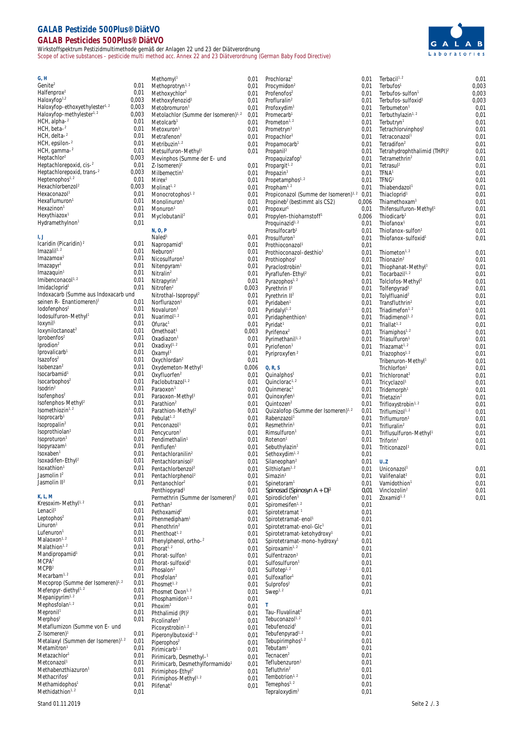# GALAB Pestizide 500Plus® DiätVO

## GALAB Pesticides 500Plus® DiätVO

Wirkstoffspektrum Pestizidmultimethode gemäß der Anlagen 22 und 23 der Diätverordnung

Scope of active substances - pesticide multi method acc. Annex 22 and 23 Diätverordnung (German Baby Food Directive)

**G, H**

| Wirkstoff | |
|---|---|
| Genite[2] | 0,01 |
| Halfenprox[2] | 0,01 |
| Haloxyfop[1,2] | 0,003 |
| Haloxyfop-ethoxyethylester[1, 2] | 0,003 |
| Haloxyfop-methylester[1, 2] | 0,003 |
| HCH, alpha-[2] | 0,01 |
| HCH, beta-[2] | 0,01 |
| HCH, delta-[2] | 0,01 |
| HCH, epsilon-[2] | 0,01 |
| HCH, gamma-[2] | 0,01 |
| Heptachlor[2] | 0,003 |
| Heptachlorepoxid, cis-[2] | 0,01 |
| Heptachlorepoxid, trans-[2] | 0,003 |
| Heptenophos[1, 2] | 0,01 |
| Hexachlorbenzol[2] | 0,003 |
| Hexaconazol[1] | 0,01 |
| Hexaflumuron[1] | 0,01 |
| Hexazinon[1] | 0,01 |
| Hexythiazox[1] | 0,01 |
| Hydramethylnon[1] | 0,01 |

**I, J**

| Wirkstoff | |
|---|---|
| Icaridin (Picaridin)[2] | 0,01 |
| Imazalil[1, 2] | 0,01 |
| Imazamox[2] | 0,01 |
| Imazapyr[1] | 0,01 |
| Imazaquin[1] | 0,01 |
| Imibenconazol[1, 2] | 0,01 |
| Imidacloprid[1] | 0,01 |
| Indoxacarb (Summe aus Indoxacarb und seinen R- Enantiomeren)[1] | 0,01 |
| Iodofenphos[2] | 0,01 |
| Iodosulfuron-Methyl[1] | 0,01 |
| Ioxynil[1] | 0,01 |
| Ioxyniloctanoat[2] | 0,01 |
| Iprobenfos[2] | 0,01 |
| Iprodion[2] | 0,01 |
| Iprovalicarb[1] | 0,01 |
| Isazofos[2] | 0,01 |
| Isobenzan[2] | 0,01 |
| Isocarbamid[1] | 0,01 |
| Isocarbophos[2] | 0,01 |
| Isodrin[2] | 0,01 |
| Isofenphos[2] | 0,01 |
| Isofenphos-Methyl[2] | 0,01 |
| Isomethiozin[1, 2] | 0,01 |
| Isoprocarb[1] | 0,01 |
| Isopropalin[2] | 0,01 |
| Isoprothiolan[1] | 0,01 |
| Isoproturon[1] | 0,01 |
| Isopyrazam[1] | 0,01 |
| Isoxaben[1] | 0,01 |
| Isoxadifen-Ethyl[2] | 0,01 |
| Isoxathion[1] | 0,01 |
| Jasmolin I[2] | 0,01 |
| Jasmolin II[2] | 0,01 |

**K, L, M**

| Wirkstoff | |
|---|---|
| Kresoxim-Methyl[1, 2] | 0,01 |
| Lenacil[1] | 0,01 |
| Leptophos[2] | 0,01 |
| Linuron[1] | 0,01 |
| Lufenuron[1] | 0,01 |
| Malaoxon[1, 2] | 0,01 |
| Malathion[1, 2] | 0,01 |
| Mandipropamid[1] | 0,01 |
| MCPA[2] | 0,01 |
| MCPB[2] | 0,01 |
| Mecarbam[1, 2] | 0,01 |
| Mecoprop (Summe der Isomeren)[1, 2] | 0,01 |
| Mefenpyr-diethyl[1, 2] | 0,01 |
| Mepanipyrim[1, 2] | 0,01 |
| Mephosfolan[1, 2] | 0,01 |
| Mepronil[1] | 0,01 |
| Merphos[2] | 0,01 |
| Metaflumizon (Summe von E- und Z-Isomeren)[1] | 0,01 |
| Metalaxyl (Summen der Isomeren)[1, 2] | 0,01 |
| Metamitron[1] | 0,01 |
| Metazachlor[2] | 0,01 |
| Metconazol[1] | 0,01 |
| Methabenzthiazuron[1] | 0,01 |
| Methacrifos[2] | 0,01 |
| Methamidophos[1] | 0,01 |
| Methidathion[1, 2] | 0,01 |
| Methomyl[1] | 0,01 |
| Methoprotryn[1, 2] | 0,01 |
| Methoxychlor[2] | 0,01 |
| Methoxyfenozid[1] | 0,01 |
| Metobromuron[1] | 0,01 |
| Metolachlor (Summe der Isomeren)[1, 2] | 0,01 |
| Metolcarb[1] | 0,01 |
| Metoxuron[1] | 0,01 |
| Metrafenon[2] | 0,01 |
| Metribuzin[1, 2] | 0,01 |
| Metsulfuron-Methyl[1] | 0,01 |
| Mevinphos (Summe der E- und Z-Isomeren)[2] | 0,01 |
| Milbemectin[1] | 0,01 |
| Mirex[2] | 0,01 |
| Molinat[1, 2] | 0,01 |
| Monocrotophos[1, 2] | 0,01 |
| Monolinuron[1] | 0,01 |
| Monuron[1] | 0,01 |
| Myclobutanil[2] | 0,01 |

**N, O, P**

| Wirkstoff | |
|---|---|
| Naled[1] | 0,01 |
| Napropamid[1] | 0,01 |
| Neburon[1] | 0,01 |
| Nicosulfuron[1] | 0,01 |
| Nitenpyram[1] | 0,01 |
| Nitralin[2] | 0,01 |
| Nitrapyrin[2] | 0,01 |
| Nitrofen[2] | 0,003 |
| Nitrothal-Isopropyl[2] | 0,01 |
| Norflurazon[1] | 0,01 |
| Novaluron[1] | 0,01 |
| Nuarimol[1, 2] | 0,01 |
| Ofurac[1] | 0,01 |
| Omethoat[1] | 0,003 |
| Oxadiazon[1] | 0,01 |
| Oxadixyl[1, 2] | 0,01 |
| Oxamyl[1] | 0,01 |
| Oxychlordan[2] | 0,01 |
| Oxydemeton-Methyl[1] | 0,006 |
| Oxyfluorfen[2] | 0,01 |
| Paclobutrazol[1, 2] | 0,01 |
| Paraoxon[1] | 0,01 |
| Paraoxon-Methyl[1] | 0,01 |
| Parathion[2] | 0,01 |
| Parathion-Methyl[2] | 0,01 |
| Pebulat[1, 2] | 0,01 |
| Penconazol[1] | 0,01 |
| Pencycuron[1] | 0,01 |
| Pendimethalin[1] | 0,01 |
| Penflufen[1] | 0,01 |
| Pentachloranilin[2] | 0,01 |
| Pentachloranisol[2] | 0,01 |
| Pentachlorbenzol[2] | 0,01 |
| Pentachlorphenol[2] | 0,01 |
| Pentanochlor[2] | 0,01 |
| Penthiopyrad[1] | 0,01 |
| Permethrin (Summe der Isomeren)[2] | 0,01 |
| Perthan[2] | 0,01 |
| Pethoxamid[2] | 0,01 |
| Phenmedipham[1] | 0,01 |
| Phenothrin[2] | 0,01 |
| Phenthoat[1, 2] | 0,01 |
| Phenylphenol, ortho-[2] | 0,01 |
| Phorat[1, 2] | 0,01 |
| Phorat-sulfon[1] | 0,01 |
| Phorat-sulfoxid[1] | 0,01 |
| Phosalon[2] | 0,01 |
| Phosfolan[2] | 0,01 |
| Phosmet[1, 2] | 0,01 |
| Phosmet Oxon[1, 2] | 0,01 |
| Phosphamidon[1, 2] | 0,01 |
| Phoxim[1] | 0,01 |
| Phthalimid (PI)[2] | 0,01 |
| Picolinafen[2] | 0,01 |
| Picoxystrobin[1, 2] | 0,01 |
| Piperonylbutoxid[1, 2] | 0,01 |
| Piperophos[2] | 0,01 |
| Pirimicarb[1, 2] | 0,01 |
| Pirimicarb, Desmethyl-[1] | 0,01 |
| Pirimicarb, Desmethylformamido[1] | 0,01 |
| Pirimiphos-Ethyl[2] | 0,01 |
| Pirimiphos-Methyl[1, 2] | 0,01 |
| Plifenat[2] | 0,01 |
| Prochloraz[1] | 0,01 |
| Procymidon[2] | 0,01 |
| Profenofos[2] | 0,01 |
| Profluralin[2] | 0,01 |
| Profoxydim[1] | 0,01 |
| Promecarb[1] | 0,01 |
| Prometon[1, 2] | 0,01 |
| Prometryn[1] | 0,01 |
| Propachlor[1] | 0,01 |
| Propamocarb[1] | 0,01 |
| Propanil[2] | 0,01 |
| Propaquizafop[1] | 0,01 |
| Propargit[1, 2] | 0,01 |
| Propazin[1] | 0,01 |
| Propetamphos[1, 2] | 0,01 |
| Propham[1, 2] | 0,01 |
| Propiconazol (Summe der Isomeren)[1, 2] | 0,01 |
| Propineb[2] (bestimmt als CS2) | 0,006 |
| Propoxur[1] | 0,01 |
| Propylen-thioharnstoff[1] | 0,006 |
| Proquinazid[1, 2] | 0,01 |
| Prosulfocarb[1] | 0,01 |
| Prosulfuron[1] | 0,01 |
| Prothioconazol[1] | 0,01 |
| Prothioconazol-desthio[1] | 0,01 |
| Prothiophos[2] | 0,01 |
| Pyraclostrobin[1] | 0,01 |
| Pyraflufen-Ethyl[2] | 0,01 |
| Pyrazophos[1, 2] | 0,01 |
| Pyrethrin I[2] | 0,01 |
| Pyrethrin II[2] | 0,01 |
| Pyridaben[1] | 0,01 |
| Pyridalyl[1, 2] | 0,01 |
| Pyridaphenthion[1] | 0,01 |
| Pyridat[1] | 0,01 |
| Pyrifenox[2] | 0,01 |
| Pyrimethanil[1, 2] | 0,01 |
| Pyriofenon[1] | 0,01 |
| Pyriproxyfen[2] | 0,01 |

**Q, R, S**

| Wirkstoff | |
|---|---|
| Quinalphos[1] | 0,01 |
| Quinclorac[1, 2] | 0,01 |
| Quinmerac[1] | 0,01 |
| Quinoxyfen[1] | 0,01 |
| Quintozen[2] | 0,01 |
| Quizalofop (Summe der Isomeren)[1, 2] | 0,01 |
| Rabenzazol[1] | 0,01 |
| Resmethrin[1] | 0,01 |
| Rimsulfuron[1] | 0,01 |
| Rotenon[1] | 0,01 |
| Sebuthylazin[1] | 0,01 |
| Sethoxydim[1, 2] | 0,01 |
| Silaneophan[2] | 0,01 |
| Silthiofam[1, 2] | 0,01 |
| Simazin[1] | 0,01 |
| Spinetoram[1] | 0,01 |
| Spinosad (Spinosyn A + D)[1] | 0,01 |
| Spirodiclofen[1] | 0,01 |
| Spiromesifen[1, 2] | 0,01 |
| Spirotetramat[1] | 0,01 |
| Spirotetramat-enol[1] | 0,01 |
| Spirotetramat-enol-Glc[1] | 0,01 |
| Spirotetramat-ketohydroxy[1] | 0,01 |
| Spirotetramat-mono-hydroxy[1] | 0,01 |
| Spiroxamin[1, 2] | 0,01 |
| Sulfentrazon[1] | 0,01 |
| Sulfosulfuron[1] | 0,01 |
| Sulfotep[1, 2] | 0,01 |
| Sulfoxaflor[1] | 0,01 |
| Sulprofos[2] | 0,01 |
| Swep[1, 2] | 0,01 |

**T**

| Wirkstoff | |
|---|---|
| Tau-Fluvalinat[2] | 0,01 |
| Tebuconazol[1, 2] | 0,01 |
| Tebufenozid[1] | 0,01 |
| Tebufenpyrad[1, 2] | 0,01 |
| Tebupirimphos[1, 2] | 0,01 |
| Tebutam[1] | 0,01 |
| Tecnacen[2] | 0,01 |
| Teflubenzuron[1] | 0,01 |
| Tefluthrin[2] | 0,01 |
| Tembotrion[1, 2] | 0,01 |
| Temephos[1, 2] | 0,01 |
| Tepraloxydim[1] | 0,01 |
| Terbacil[1, 2] | 0,01 |
| Terbufos[1] | 0,003 |
| Terbufos-sulfon[1] | 0,003 |
| Terbufos-sulfoxid[1] | 0,003 |
| Terbumeton[1] | 0,01 |
| Terbuthylazin[1, 2] | 0,01 |
| Terbutryn[1] | 0,01 |
| Tetrachlorvinphos[2] | 0,01 |
| Tetraconazol[1] | 0,01 |
| Tetradifon[2] | 0,01 |
| Tetrahydrophthalimid (THPI)[2] | 0,01 |
| Tetramethrin[2] | 0,01 |
| Tetrasul[2] | 0,01 |
| TFNA[1] | 0,01 |
| TFNG[1] | 0,01 |
| Thiabendazol[1] | 0,01 |
| Thiacloprid[1] | 0,01 |
| Thiamethoxam[1] | 0,01 |
| Thifensulfuron-Methyl[1] | 0,01 |
| Thiodicarb[1] | 0,01 |
| Thiofanox[1] | 0,01 |
| Thiofanox-sulfon[1] | 0,01 |
| Thiofanox-sulfoxid[1] | 0,01 |
| Thiometon[1, 2] | 0,01 |
| Thionazin[2] | 0,01 |
| Thiophanat-Methyl[1] | 0,01 |
| Tiocarbazil[1, 2] | 0,01 |
| Tolclofos-Methyl[2] | 0,01 |
| Tolfenpyrad[1] | 0,01 |
| Tolylfluanid[2] | 0,01 |
| Transfluthrin[2] | 0,01 |
| Triadimefon[1, 2] | 0,01 |
| Triadimenol[1, 2] | 0,01 |
| Triallat[1, 2] | 0,01 |
| Triamiphos[1, 2] | 0,01 |
| Triasulfuron[1] | 0,01 |
| Triazamat[1, 2] | 0,01 |
| Triazophos[1, 2] | 0,01 |
| Tribenuron-Methyl[1] | 0,01 |
| Trichlorfon[1] | 0,01 |
| Trichloronat[2] | 0,01 |
| Tricyclazol[1] | 0,01 |
| Tridemorph[1] | 0,01 |
| Trietazin[2] | 0,01 |
| Trifloxystrobin[1, 2] | 0,01 |
| Triflumizol[1, 2] | 0,01 |
| Triflumuron[1] | 0,01 |
| Trifluralin[2] | 0,01 |
| Triflusulfuron-Methyl[1] | 0,01 |
| Triforin[1] | 0,01 |
| Triticonazol[1] | 0,01 |

**U..Z**

| Wirkstoff | |
|---|---|
| Uniconazol[1] | 0,01 |
| Valifenalat[2] | 0,01 |
| Vamidothion[1] | 0,01 |
| Vinclozolin[2] | 0,01 |
| Zoxamid[1, 2] | 0,01 |

Stand 01.11.2019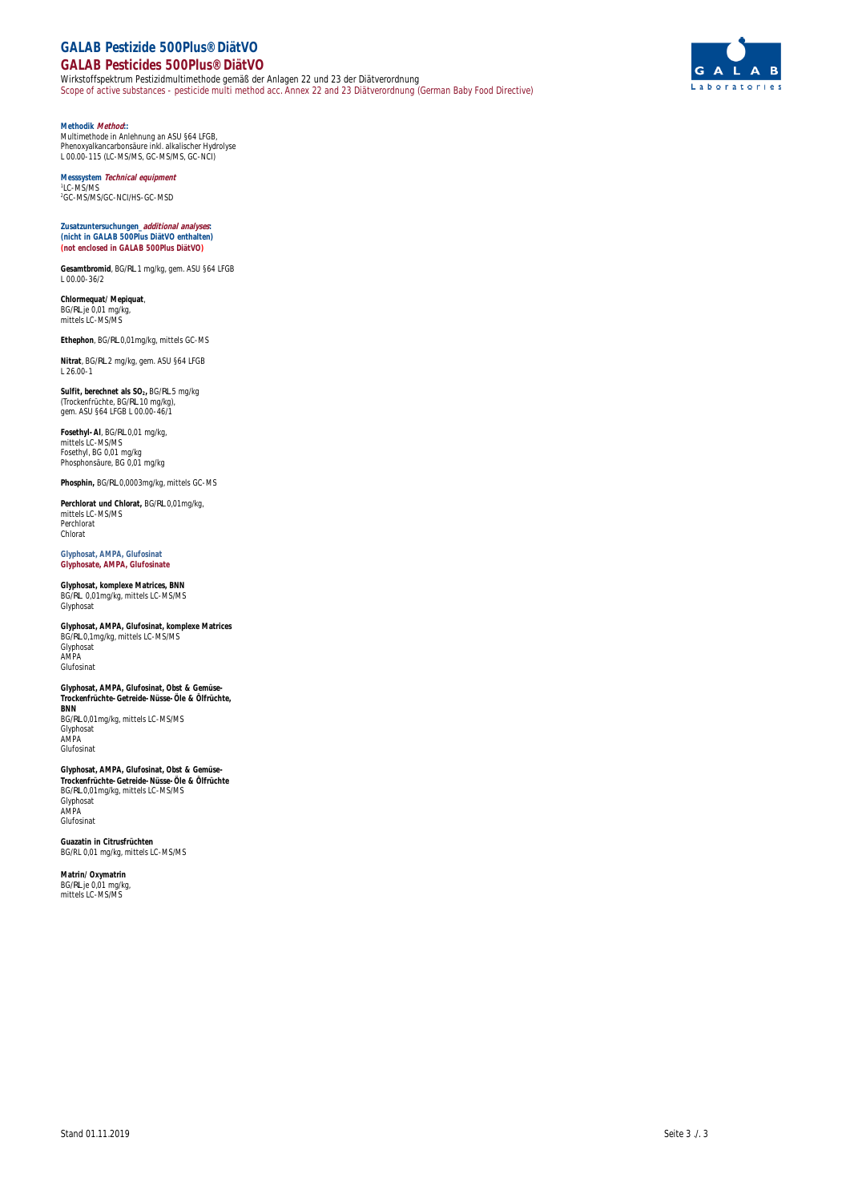# GALAB Pestizide 500Plus® DiätVO

# GALAB Pesticides 500Plus® DiätVO

Wirkstoffspektrum Pestizidmultimethode gemäß der Anlagen 22 und 23 der Diätverordnung
Scope of active substances - pesticide multi method acc. Annex 22 and 23 Diätverordnung (German Baby Food Directive)

**Methodik** ***Method*:**
Multimethode in Anlehnung an ASU §64 LFGB,
Phenoxyalkancarbonsäure inkl. alkalischer Hydrolyse
L 00.00-115 (LC-MS/MS, GC-MS/MS, GC-NCI)

**Messsystem** ***Technical equipment***
[1]LC-MS/MS
[2]GC-MS/MS/GC-NCI/HS-GC-MSD

**Zusatzuntersuchungen_** ***additional analyses*:**
**(nicht in GALAB 500Plus DiätVO enthalten)**
**(not enclosed in GALAB 500Plus DiätVO)**

**Gesamtbromid**, BG/RL 1 mg/kg, gem. ASU §64 LFGB
L 00.00-36/2

**Chlormequat/ Mepiquat**,
BG/RL je 0,01 mg/kg,
mittels LC-MS/MS

**Ethephon**, BG/RL 0,01mg/kg, mittels GC-MS

**Nitrat**, BG/RL 2 mg/kg, gem. ASU §64 LFGB
L 26.00-1

**Sulfit, berechnet als $SO_2$,** BG/RL 5 mg/kg
(Trockenfrüchte, BG/RL 10 mg/kg),
gem. ASU §64 LFGB L 00.00-46/1

**Fosethyl-Al**, BG/RL 0,01 mg/kg,
mittels LC-MS/MS
Fosethyl, BG 0,01 mg/kg
Phosphonsäure, BG 0,01 mg/kg

**Phosphin,** BG/RL 0,0003mg/kg, mittels GC-MS

**Perchlorat und Chlorat,** BG/RL 0,01mg/kg,
mittels LC-MS/MS
Perchlorat
Chlorat

**Glyphosat, AMPA, Glufosinat**
**Glyphosate, AMPA, Glufosinate**

**Glyphosat, komplexe Matrices, BNN**
BG/RL 0,01mg/kg, mittels LC-MS/MS
Glyphosat

**Glyphosat, AMPA, Glufosinat, komplexe Matrices**
BG/RL 0,1mg/kg, mittels LC-MS/MS
Glyphosat
AMPA
Glufosinat

**Glyphosat, AMPA, Glufosinat, Obst & Gemüse-Trockenfrüchte-Getreide-Nüsse-Öle & Ölfrüchte, BNN**
BG/RL 0,01mg/kg, mittels LC-MS/MS
Glyphosat
AMPA
Glufosinat

**Glyphosat, AMPA, Glufosinat, Obst & Gemüse-Trockenfrüchte-Getreide-Nüsse-Öle & Ölfrüchte**
BG/RL 0,01mg/kg, mittels LC-MS/MS
Glyphosat
AMPA
Glufosinat

**Guazatin in Citrusfrüchten**
BG/RL 0,01 mg/kg, mittels LC-MS/MS

**Matrin/ Oxymatrin**
BG/RL je 0,01 mg/kg,
mittels LC-MS/MS

Stand 01.11.2019